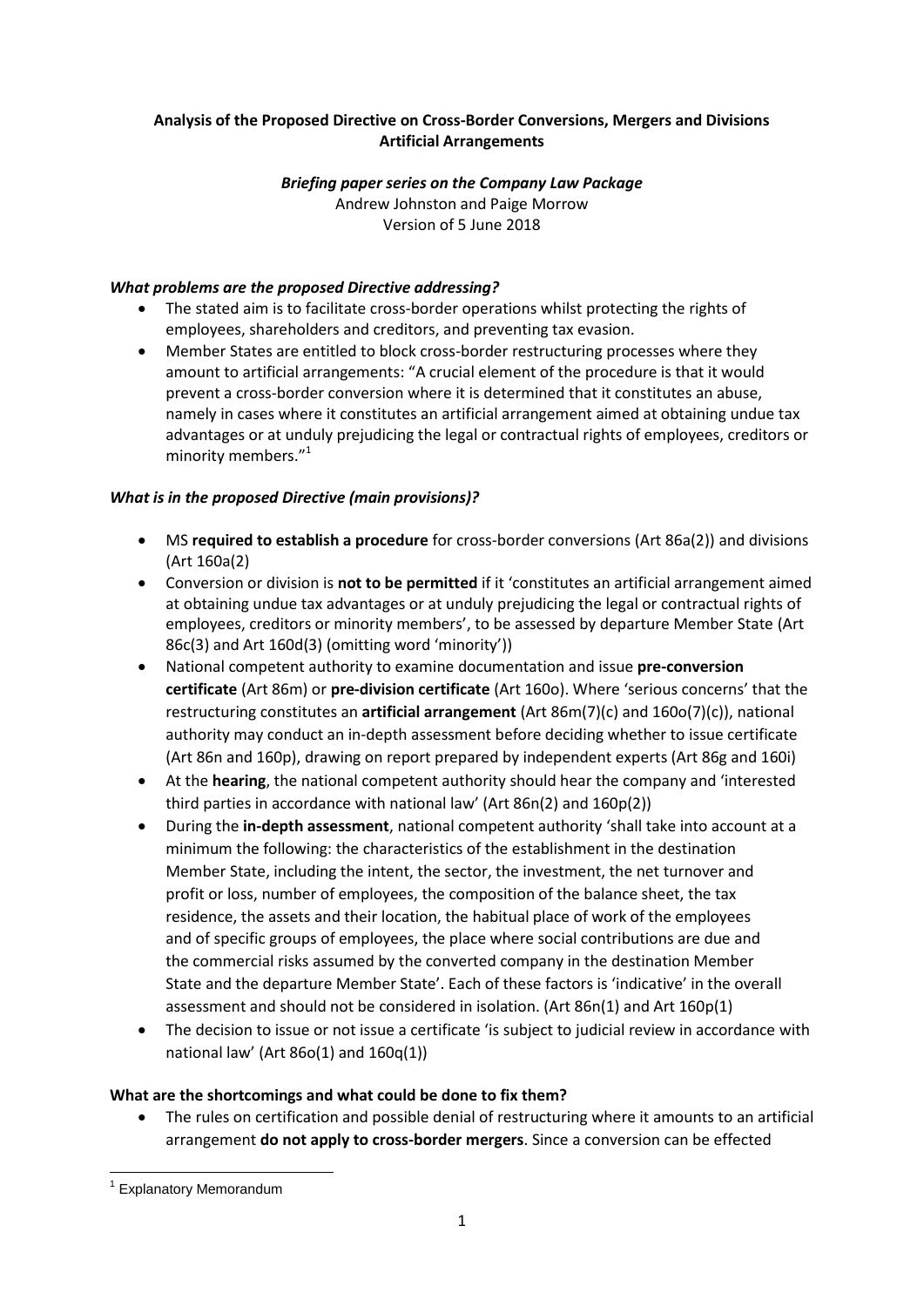**Analysis of the Proposed Directive on Cross-Border Conversions, Mergers and Divisions Artificial Arrangements**

***Briefing paper series on the Company Law Package***
Andrew Johnston and Paige Morrow
Version of 5 June 2018

### *What problems are the proposed Directive addressing?*

- The stated aim is to facilitate cross-border operations whilst protecting the rights of employees, shareholders and creditors, and preventing tax evasion.
- Member States are entitled to block cross-border restructuring processes where they amount to artificial arrangements: "A crucial element of the procedure is that it would prevent a cross-border conversion where it is determined that it constitutes an abuse, namely in cases where it constitutes an artificial arrangement aimed at obtaining undue tax advantages or at unduly prejudicing the legal or contractual rights of employees, creditors or minority members."[1]

### *What is in the proposed Directive (main provisions)?*

- MS **required to establish a procedure** for cross-border conversions (Art 86a(2)) and divisions (Art 160a(2)
- Conversion or division is **not to be permitted** if it 'constitutes an artificial arrangement aimed at obtaining undue tax advantages or at unduly prejudicing the legal or contractual rights of employees, creditors or minority members', to be assessed by departure Member State (Art 86c(3) and Art 160d(3) (omitting word 'minority'))
- National competent authority to examine documentation and issue **pre-conversion certificate** (Art 86m) or **pre-division certificate** (Art 160o). Where 'serious concerns' that the restructuring constitutes an **artificial arrangement** (Art 86m(7)(c) and 160o(7)(c)), national authority may conduct an in-depth assessment before deciding whether to issue certificate (Art 86n and 160p), drawing on report prepared by independent experts (Art 86g and 160i)
- At the **hearing**, the national competent authority should hear the company and 'interested third parties in accordance with national law' (Art 86n(2) and 160p(2))
- During the **in-depth assessment**, national competent authority 'shall take into account at a minimum the following: the characteristics of the establishment in the destination Member State, including the intent, the sector, the investment, the net turnover and profit or loss, number of employees, the composition of the balance sheet, the tax residence, the assets and their location, the habitual place of work of the employees and of specific groups of employees, the place where social contributions are due and the commercial risks assumed by the converted company in the destination Member State and the departure Member State'. Each of these factors is 'indicative' in the overall assessment and should not be considered in isolation. (Art 86n(1) and Art 160p(1)
- The decision to issue or not issue a certificate 'is subject to judicial review in accordance with national law' (Art 86o(1) and 160q(1))

### **What are the shortcomings and what could be done to fix them?**

- The rules on certification and possible denial of restructuring where it amounts to an artificial arrangement **do not apply to cross-border mergers**. Since a conversion can be effected

[1] Explanatory Memorandum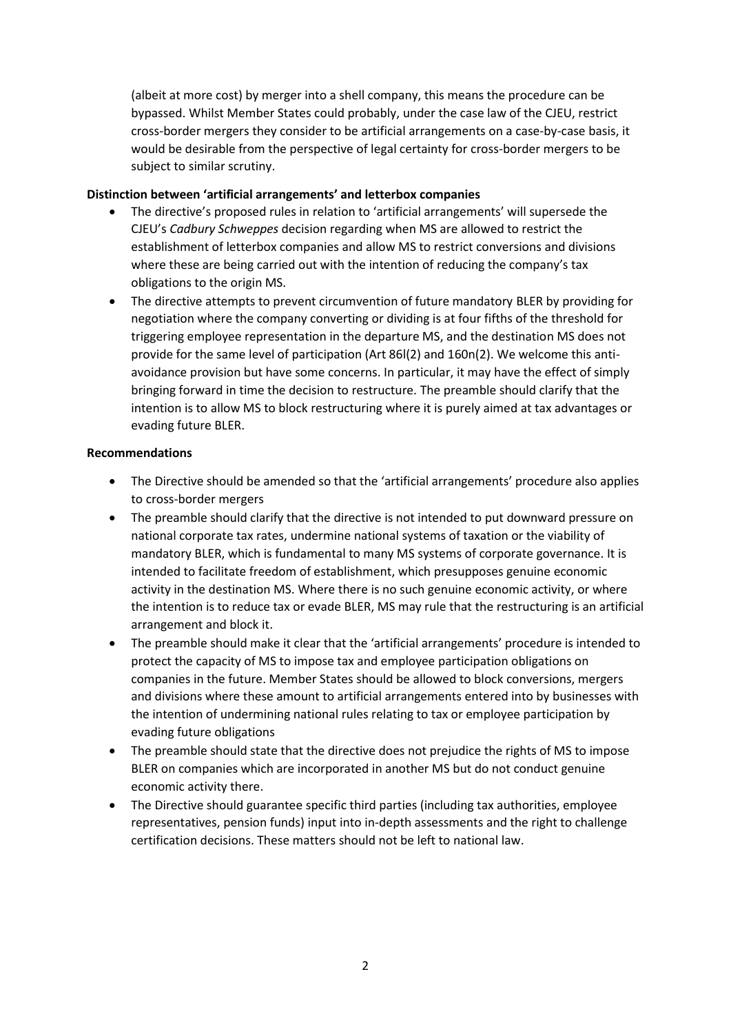(albeit at more cost) by merger into a shell company, this means the procedure can be bypassed. Whilst Member States could probably, under the case law of the CJEU, restrict cross-border mergers they consider to be artificial arrangements on a case-by-case basis, it would be desirable from the perspective of legal certainty for cross-border mergers to be subject to similar scrutiny.

**Distinction between 'artificial arrangements' and letterbox companies**

- The directive's proposed rules in relation to 'artificial arrangements' will supersede the CJEU's *Cadbury Schweppes* decision regarding when MS are allowed to restrict the establishment of letterbox companies and allow MS to restrict conversions and divisions where these are being carried out with the intention of reducing the company's tax obligations to the origin MS.
- The directive attempts to prevent circumvention of future mandatory BLER by providing for negotiation where the company converting or dividing is at four fifths of the threshold for triggering employee representation in the departure MS, and the destination MS does not provide for the same level of participation (Art 86l(2) and 160n(2). We welcome this anti-avoidance provision but have some concerns. In particular, it may have the effect of simply bringing forward in time the decision to restructure. The preamble should clarify that the intention is to allow MS to block restructuring where it is purely aimed at tax advantages or evading future BLER.

**Recommendations**

- The Directive should be amended so that the 'artificial arrangements' procedure also applies to cross-border mergers
- The preamble should clarify that the directive is not intended to put downward pressure on national corporate tax rates, undermine national systems of taxation or the viability of mandatory BLER, which is fundamental to many MS systems of corporate governance. It is intended to facilitate freedom of establishment, which presupposes genuine economic activity in the destination MS. Where there is no such genuine economic activity, or where the intention is to reduce tax or evade BLER, MS may rule that the restructuring is an artificial arrangement and block it.
- The preamble should make it clear that the 'artificial arrangements' procedure is intended to protect the capacity of MS to impose tax and employee participation obligations on companies in the future. Member States should be allowed to block conversions, mergers and divisions where these amount to artificial arrangements entered into by businesses with the intention of undermining national rules relating to tax or employee participation by evading future obligations
- The preamble should state that the directive does not prejudice the rights of MS to impose BLER on companies which are incorporated in another MS but do not conduct genuine economic activity there.
- The Directive should guarantee specific third parties (including tax authorities, employee representatives, pension funds) input into in-depth assessments and the right to challenge certification decisions. These matters should not be left to national law.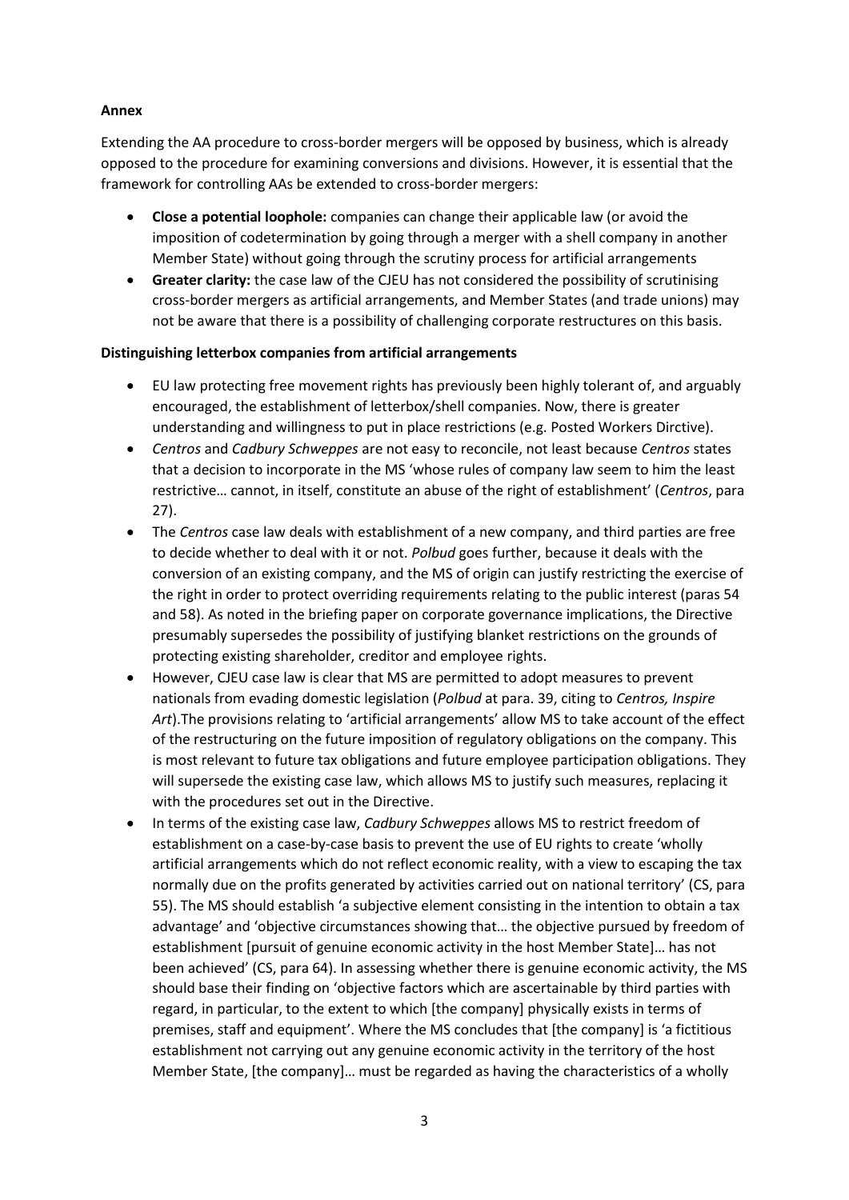**Annex**

Extending the AA procedure to cross-border mergers will be opposed by business, which is already opposed to the procedure for examining conversions and divisions. However, it is essential that the framework for controlling AAs be extended to cross-border mergers:

- **Close a potential loophole:** companies can change their applicable law (or avoid the imposition of codetermination by going through a merger with a shell company in another Member State) without going through the scrutiny process for artificial arrangements
- **Greater clarity:** the case law of the CJEU has not considered the possibility of scrutinising cross-border mergers as artificial arrangements, and Member States (and trade unions) may not be aware that there is a possibility of challenging corporate restructures on this basis.

**Distinguishing letterbox companies from artificial arrangements**

- EU law protecting free movement rights has previously been highly tolerant of, and arguably encouraged, the establishment of letterbox/shell companies. Now, there is greater understanding and willingness to put in place restrictions (e.g. Posted Workers Dirctive).
- *Centros* and *Cadbury Schweppes* are not easy to reconcile, not least because *Centros* states that a decision to incorporate in the MS 'whose rules of company law seem to him the least restrictive… cannot, in itself, constitute an abuse of the right of establishment' (*Centros*, para 27).
- The *Centros* case law deals with establishment of a new company, and third parties are free to decide whether to deal with it or not. *Polbud* goes further, because it deals with the conversion of an existing company, and the MS of origin can justify restricting the exercise of the right in order to protect overriding requirements relating to the public interest (paras 54 and 58). As noted in the briefing paper on corporate governance implications, the Directive presumably supersedes the possibility of justifying blanket restrictions on the grounds of protecting existing shareholder, creditor and employee rights.
- However, CJEU case law is clear that MS are permitted to adopt measures to prevent nationals from evading domestic legislation (*Polbud* at para. 39, citing to *Centros, Inspire Art*).The provisions relating to 'artificial arrangements' allow MS to take account of the effect of the restructuring on the future imposition of regulatory obligations on the company. This is most relevant to future tax obligations and future employee participation obligations. They will supersede the existing case law, which allows MS to justify such measures, replacing it with the procedures set out in the Directive.
- In terms of the existing case law, *Cadbury Schweppes* allows MS to restrict freedom of establishment on a case-by-case basis to prevent the use of EU rights to create 'wholly artificial arrangements which do not reflect economic reality, with a view to escaping the tax normally due on the profits generated by activities carried out on national territory' (CS, para 55). The MS should establish 'a subjective element consisting in the intention to obtain a tax advantage' and 'objective circumstances showing that… the objective pursued by freedom of establishment [pursuit of genuine economic activity in the host Member State]… has not been achieved' (CS, para 64). In assessing whether there is genuine economic activity, the MS should base their finding on 'objective factors which are ascertainable by third parties with regard, in particular, to the extent to which [the company] physically exists in terms of premises, staff and equipment'. Where the MS concludes that [the company] is 'a fictitious establishment not carrying out any genuine economic activity in the territory of the host Member State, [the company]… must be regarded as having the characteristics of a wholly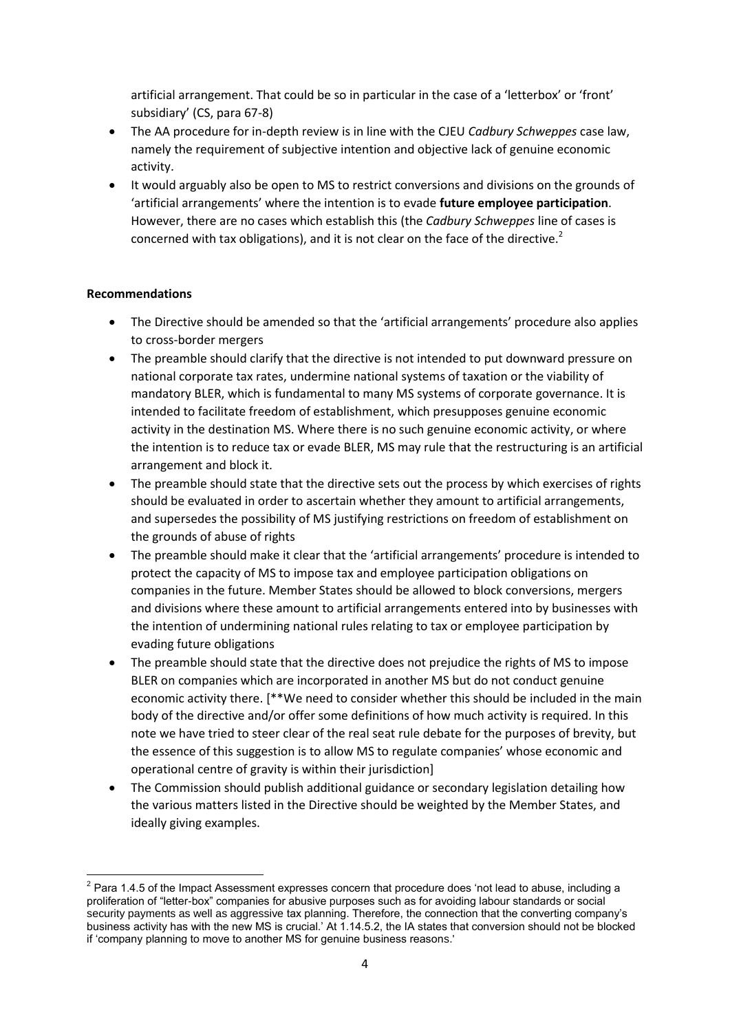artificial arrangement. That could be so in particular in the case of a 'letterbox' or 'front' subsidiary' (CS, para 67-8)

- The AA procedure for in-depth review is in line with the CJEU *Cadbury Schweppes* case law, namely the requirement of subjective intention and objective lack of genuine economic activity.
- It would arguably also be open to MS to restrict conversions and divisions on the grounds of 'artificial arrangements' where the intention is to evade **future employee participation**. However, there are no cases which establish this (the *Cadbury Schweppes* line of cases is concerned with tax obligations), and it is not clear on the face of the directive.[2]

**Recommendations**

- The Directive should be amended so that the 'artificial arrangements' procedure also applies to cross-border mergers
- The preamble should clarify that the directive is not intended to put downward pressure on national corporate tax rates, undermine national systems of taxation or the viability of mandatory BLER, which is fundamental to many MS systems of corporate governance. It is intended to facilitate freedom of establishment, which presupposes genuine economic activity in the destination MS. Where there is no such genuine economic activity, or where the intention is to reduce tax or evade BLER, MS may rule that the restructuring is an artificial arrangement and block it.
- The preamble should state that the directive sets out the process by which exercises of rights should be evaluated in order to ascertain whether they amount to artificial arrangements, and supersedes the possibility of MS justifying restrictions on freedom of establishment on the grounds of abuse of rights
- The preamble should make it clear that the 'artificial arrangements' procedure is intended to protect the capacity of MS to impose tax and employee participation obligations on companies in the future. Member States should be allowed to block conversions, mergers and divisions where these amount to artificial arrangements entered into by businesses with the intention of undermining national rules relating to tax or employee participation by evading future obligations
- The preamble should state that the directive does not prejudice the rights of MS to impose BLER on companies which are incorporated in another MS but do not conduct genuine economic activity there. [**We need to consider whether this should be included in the main body of the directive and/or offer some definitions of how much activity is required. In this note we have tried to steer clear of the real seat rule debate for the purposes of brevity, but the essence of this suggestion is to allow MS to regulate companies' whose economic and operational centre of gravity is within their jurisdiction]
- The Commission should publish additional guidance or secondary legislation detailing how the various matters listed in the Directive should be weighted by the Member States, and ideally giving examples.

[2] Para 1.4.5 of the Impact Assessment expresses concern that procedure does 'not lead to abuse, including a proliferation of "letter-box" companies for abusive purposes such as for avoiding labour standards or social security payments as well as aggressive tax planning. Therefore, the connection that the converting company's business activity has with the new MS is crucial.' At 1.14.5.2, the IA states that conversion should not be blocked if 'company planning to move to another MS for genuine business reasons.'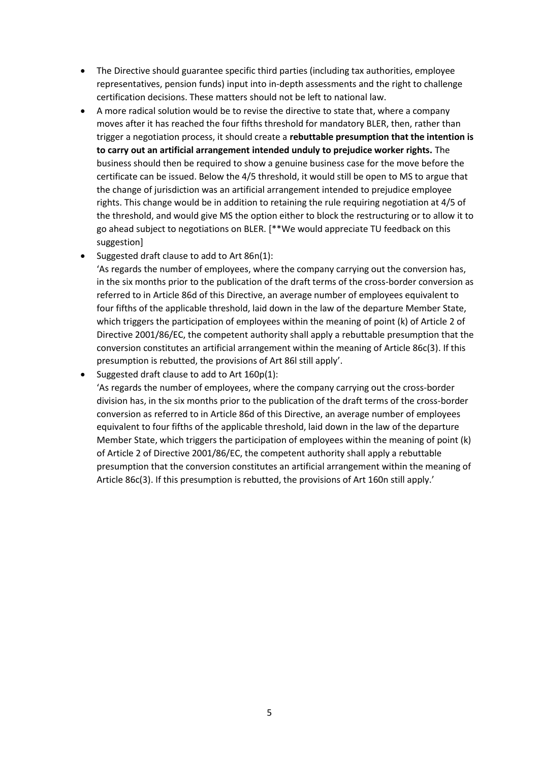- The Directive should guarantee specific third parties (including tax authorities, employee representatives, pension funds) input into in-depth assessments and the right to challenge certification decisions. These matters should not be left to national law.
- A more radical solution would be to revise the directive to state that, where a company moves after it has reached the four fifths threshold for mandatory BLER, then, rather than trigger a negotiation process, it should create a **rebuttable presumption that the intention is to carry out an artificial arrangement intended unduly to prejudice worker rights.** The business should then be required to show a genuine business case for the move before the certificate can be issued. Below the 4/5 threshold, it would still be open to MS to argue that the change of jurisdiction was an artificial arrangement intended to prejudice employee rights. This change would be in addition to retaining the rule requiring negotiation at 4/5 of the threshold, and would give MS the option either to block the restructuring or to allow it to go ahead subject to negotiations on BLER. [**We would appreciate TU feedback on this suggestion]
- Suggested draft clause to add to Art 86n(1):
  'As regards the number of employees, where the company carrying out the conversion has, in the six months prior to the publication of the draft terms of the cross-border conversion as referred to in Article 86d of this Directive, an average number of employees equivalent to four fifths of the applicable threshold, laid down in the law of the departure Member State, which triggers the participation of employees within the meaning of point (k) of Article 2 of Directive 2001/86/EC, the competent authority shall apply a rebuttable presumption that the conversion constitutes an artificial arrangement within the meaning of Article 86c(3). If this presumption is rebutted, the provisions of Art 86l still apply'.
- Suggested draft clause to add to Art 160p(1):
  'As regards the number of employees, where the company carrying out the cross-border division has, in the six months prior to the publication of the draft terms of the cross-border conversion as referred to in Article 86d of this Directive, an average number of employees equivalent to four fifths of the applicable threshold, laid down in the law of the departure Member State, which triggers the participation of employees within the meaning of point (k) of Article 2 of Directive 2001/86/EC, the competent authority shall apply a rebuttable presumption that the conversion constitutes an artificial arrangement within the meaning of Article 86c(3). If this presumption is rebutted, the provisions of Art 160n still apply.'